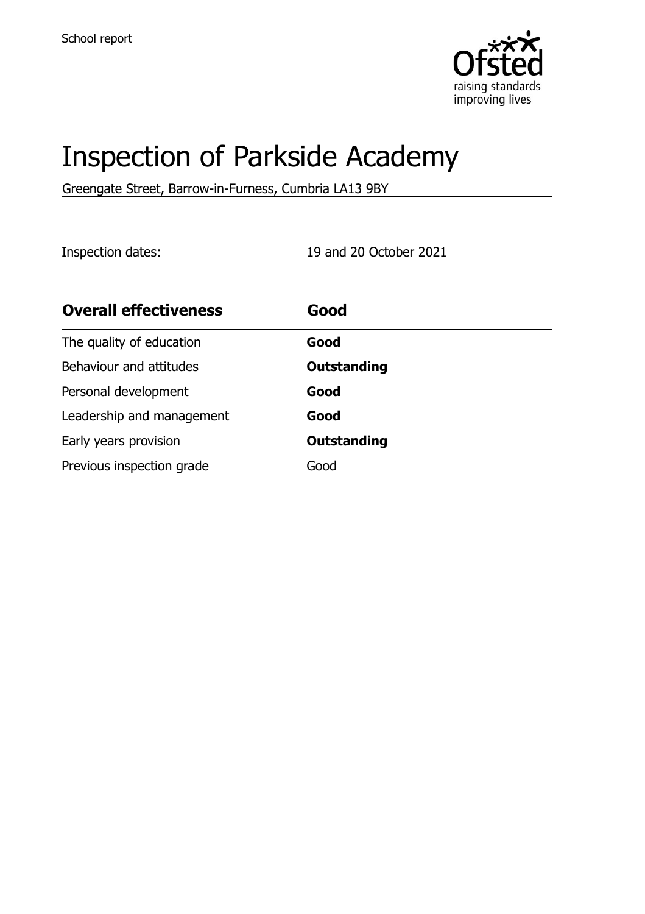School report

# Inspection of Parkside Academy

Greengate Street, Barrow-in-Furness, Cumbria LA13 9BY

Inspection dates: 19 and 20 October 2021

| **Overall effectiveness** | **Good** |
| --- | --- |
| The quality of education | **Good** |
| Behaviour and attitudes | **Outstanding** |
| Personal development | **Good** |
| Leadership and management | **Good** |
| Early years provision | **Outstanding** |
| Previous inspection grade | Good |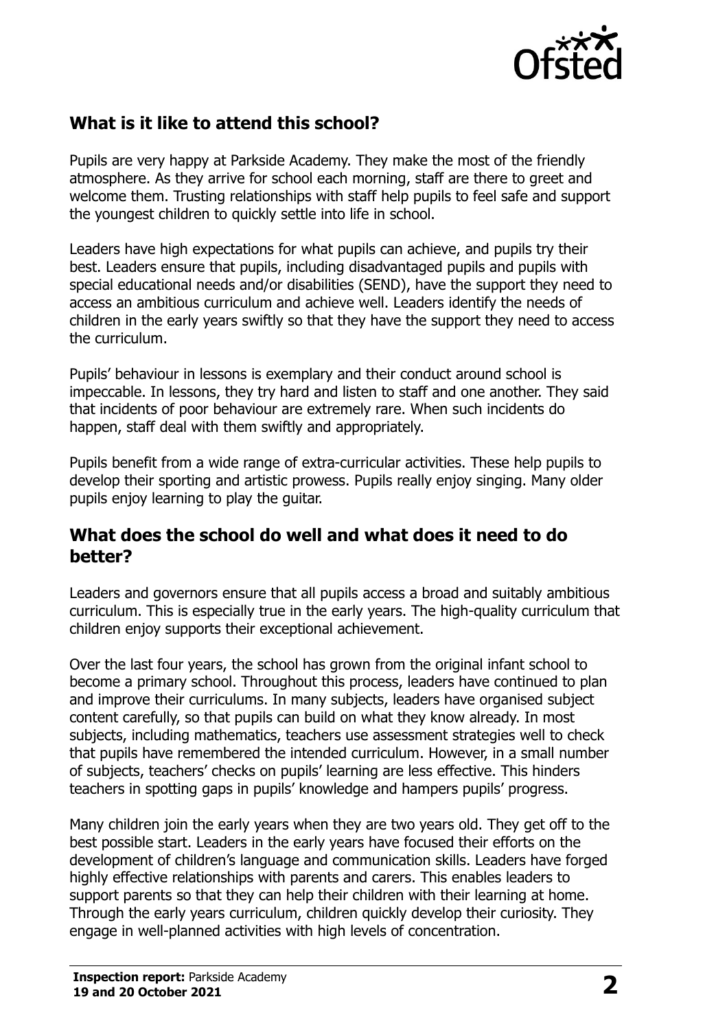## What is it like to attend this school?

Pupils are very happy at Parkside Academy. They make the most of the friendly atmosphere. As they arrive for school each morning, staff are there to greet and welcome them. Trusting relationships with staff help pupils to feel safe and support the youngest children to quickly settle into life in school.

Leaders have high expectations for what pupils can achieve, and pupils try their best. Leaders ensure that pupils, including disadvantaged pupils and pupils with special educational needs and/or disabilities (SEND), have the support they need to access an ambitious curriculum and achieve well. Leaders identify the needs of children in the early years swiftly so that they have the support they need to access the curriculum.

Pupils' behaviour in lessons is exemplary and their conduct around school is impeccable. In lessons, they try hard and listen to staff and one another. They said that incidents of poor behaviour are extremely rare. When such incidents do happen, staff deal with them swiftly and appropriately.

Pupils benefit from a wide range of extra-curricular activities. These help pupils to develop their sporting and artistic prowess. Pupils really enjoy singing. Many older pupils enjoy learning to play the guitar.

## What does the school do well and what does it need to do better?

Leaders and governors ensure that all pupils access a broad and suitably ambitious curriculum. This is especially true in the early years. The high-quality curriculum that children enjoy supports their exceptional achievement.

Over the last four years, the school has grown from the original infant school to become a primary school. Throughout this process, leaders have continued to plan and improve their curriculums. In many subjects, leaders have organised subject content carefully, so that pupils can build on what they know already. In most subjects, including mathematics, teachers use assessment strategies well to check that pupils have remembered the intended curriculum. However, in a small number of subjects, teachers' checks on pupils' learning are less effective. This hinders teachers in spotting gaps in pupils' knowledge and hampers pupils' progress.

Many children join the early years when they are two years old. They get off to the best possible start. Leaders in the early years have focused their efforts on the development of children's language and communication skills. Leaders have forged highly effective relationships with parents and carers. This enables leaders to support parents so that they can help their children with their learning at home. Through the early years curriculum, children quickly develop their curiosity. They engage in well-planned activities with high levels of concentration.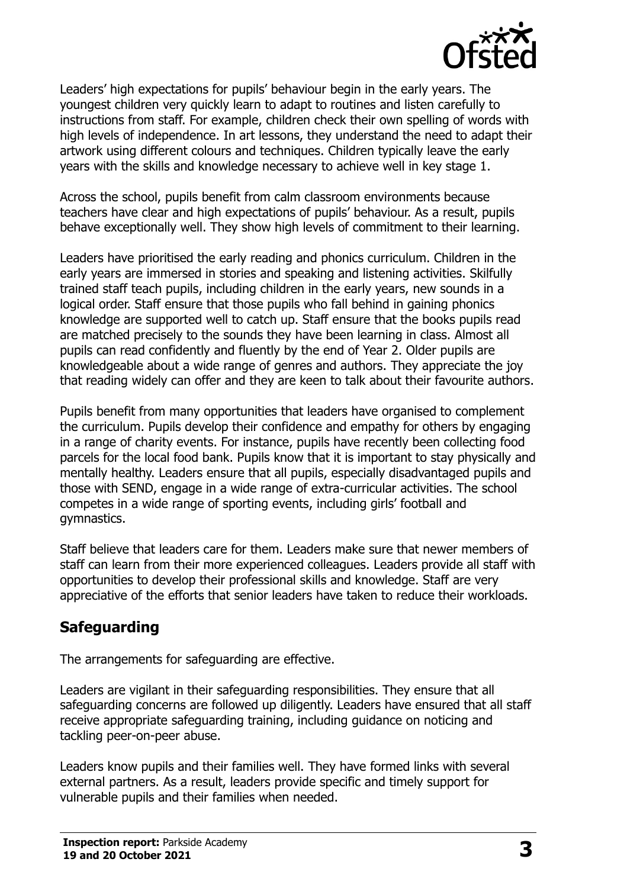Leaders' high expectations for pupils' behaviour begin in the early years. The youngest children very quickly learn to adapt to routines and listen carefully to instructions from staff. For example, children check their own spelling of words with high levels of independence. In art lessons, they understand the need to adapt their artwork using different colours and techniques. Children typically leave the early years with the skills and knowledge necessary to achieve well in key stage 1.

Across the school, pupils benefit from calm classroom environments because teachers have clear and high expectations of pupils' behaviour. As a result, pupils behave exceptionally well. They show high levels of commitment to their learning.

Leaders have prioritised the early reading and phonics curriculum. Children in the early years are immersed in stories and speaking and listening activities. Skilfully trained staff teach pupils, including children in the early years, new sounds in a logical order. Staff ensure that those pupils who fall behind in gaining phonics knowledge are supported well to catch up. Staff ensure that the books pupils read are matched precisely to the sounds they have been learning in class. Almost all pupils can read confidently and fluently by the end of Year 2. Older pupils are knowledgeable about a wide range of genres and authors. They appreciate the joy that reading widely can offer and they are keen to talk about their favourite authors.

Pupils benefit from many opportunities that leaders have organised to complement the curriculum. Pupils develop their confidence and empathy for others by engaging in a range of charity events. For instance, pupils have recently been collecting food parcels for the local food bank. Pupils know that it is important to stay physically and mentally healthy. Leaders ensure that all pupils, especially disadvantaged pupils and those with SEND, engage in a wide range of extra-curricular activities. The school competes in a wide range of sporting events, including girls' football and gymnastics.

Staff believe that leaders care for them. Leaders make sure that newer members of staff can learn from their more experienced colleagues. Leaders provide all staff with opportunities to develop their professional skills and knowledge. Staff are very appreciative of the efforts that senior leaders have taken to reduce their workloads.

## Safeguarding

The arrangements for safeguarding are effective.

Leaders are vigilant in their safeguarding responsibilities. They ensure that all safeguarding concerns are followed up diligently. Leaders have ensured that all staff receive appropriate safeguarding training, including guidance on noticing and tackling peer-on-peer abuse.

Leaders know pupils and their families well. They have formed links with several external partners. As a result, leaders provide specific and timely support for vulnerable pupils and their families when needed.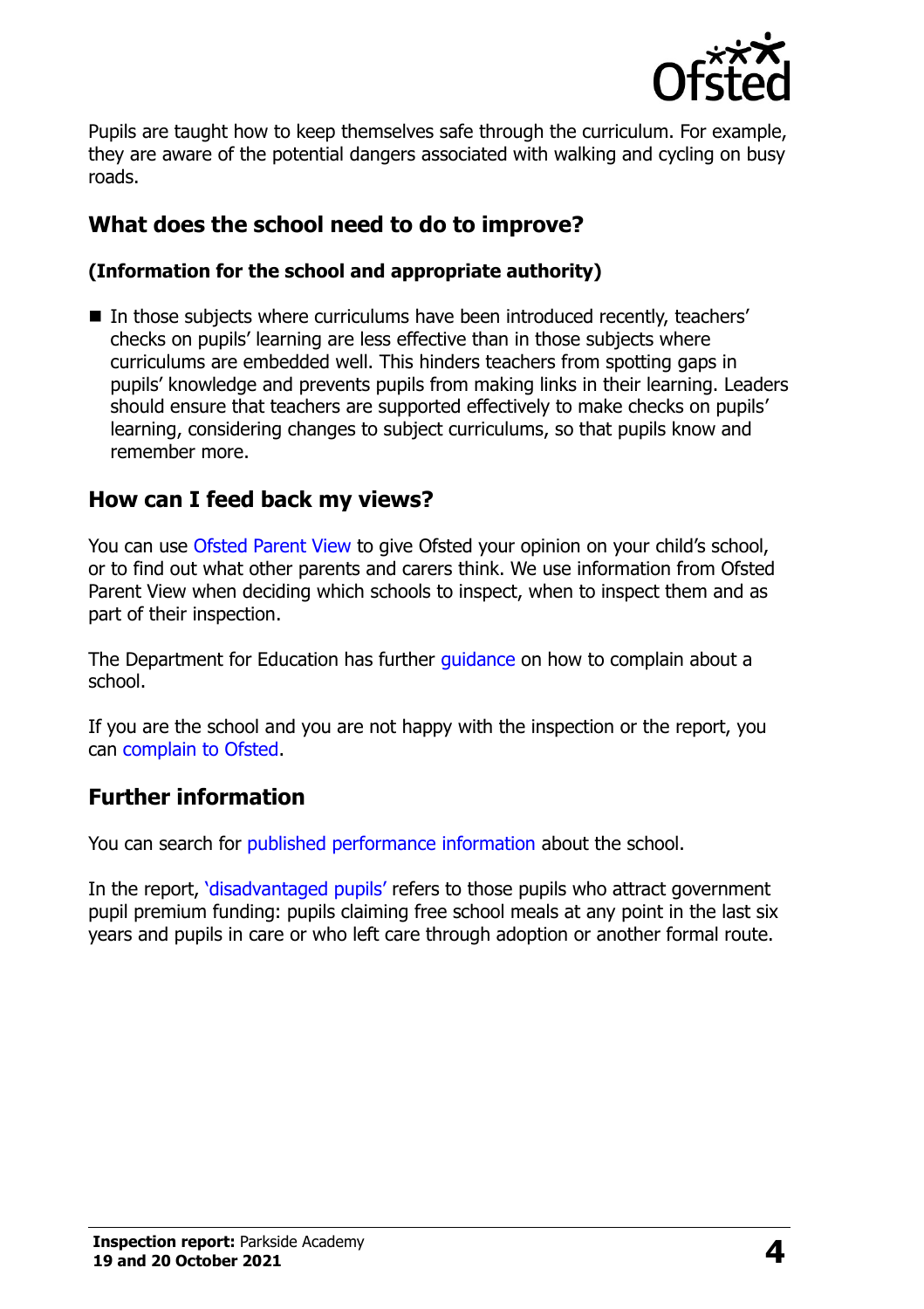Pupils are taught how to keep themselves safe through the curriculum. For example, they are aware of the potential dangers associated with walking and cycling on busy roads.

## What does the school need to do to improve?

### (Information for the school and appropriate authority)

- In those subjects where curriculums have been introduced recently, teachers' checks on pupils' learning are less effective than in those subjects where curriculums are embedded well. This hinders teachers from spotting gaps in pupils' knowledge and prevents pupils from making links in their learning. Leaders should ensure that teachers are supported effectively to make checks on pupils' learning, considering changes to subject curriculums, so that pupils know and remember more.

## How can I feed back my views?

You can use Ofsted Parent View to give Ofsted your opinion on your child's school, or to find out what other parents and carers think. We use information from Ofsted Parent View when deciding which schools to inspect, when to inspect them and as part of their inspection.

The Department for Education has further guidance on how to complain about a school.

If you are the school and you are not happy with the inspection or the report, you can complain to Ofsted.

## Further information

You can search for published performance information about the school.

In the report, 'disadvantaged pupils' refers to those pupils who attract government pupil premium funding: pupils claiming free school meals at any point in the last six years and pupils in care or who left care through adoption or another formal route.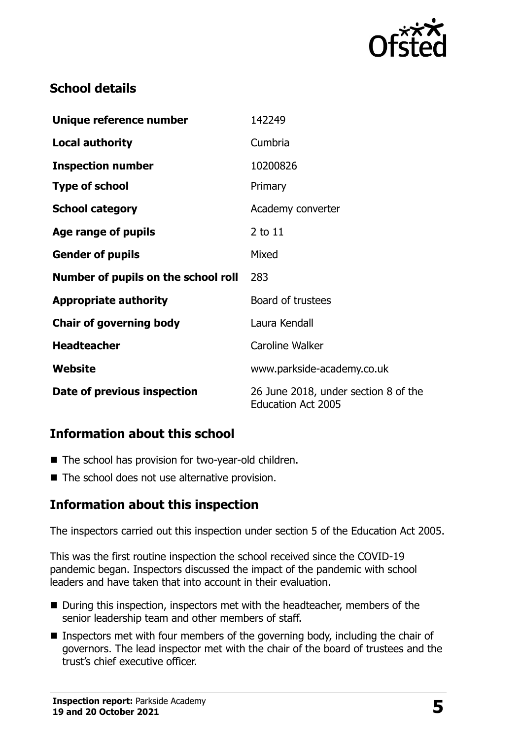## School details

| | |
|---|---|
| **Unique reference number** | 142249 |
| **Local authority** | Cumbria |
| **Inspection number** | 10200826 |
| **Type of school** | Primary |
| **School category** | Academy converter |
| **Age range of pupils** | 2 to 11 |
| **Gender of pupils** | Mixed |
| **Number of pupils on the school roll** | 283 |
| **Appropriate authority** | Board of trustees |
| **Chair of governing body** | Laura Kendall |
| **Headteacher** | Caroline Walker |
| **Website** | www.parkside-academy.co.uk |
| **Date of previous inspection** | 26 June 2018, under section 8 of the Education Act 2005 |

## Information about this school

- The school has provision for two-year-old children.
- The school does not use alternative provision.

## Information about this inspection

The inspectors carried out this inspection under section 5 of the Education Act 2005.

This was the first routine inspection the school received since the COVID-19 pandemic began. Inspectors discussed the impact of the pandemic with school leaders and have taken that into account in their evaluation.

- During this inspection, inspectors met with the headteacher, members of the senior leadership team and other members of staff.
- Inspectors met with four members of the governing body, including the chair of governors. The lead inspector met with the chair of the board of trustees and the trust's chief executive officer.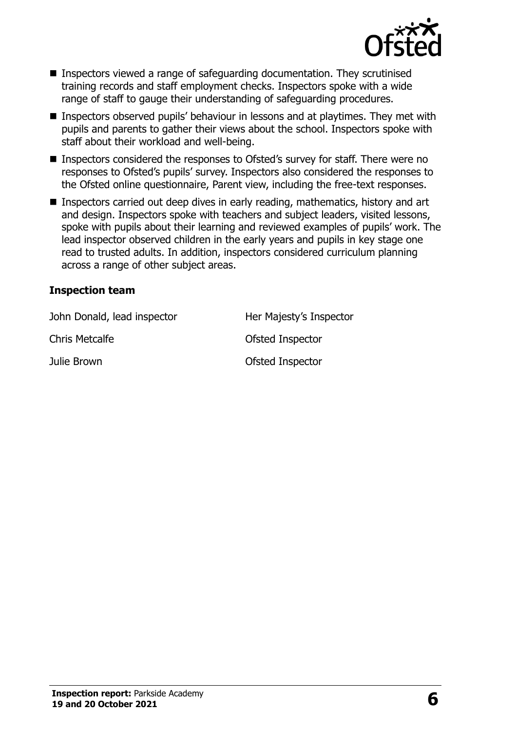- Inspectors viewed a range of safeguarding documentation. They scrutinised training records and staff employment checks. Inspectors spoke with a wide range of staff to gauge their understanding of safeguarding procedures.
- Inspectors observed pupils' behaviour in lessons and at playtimes. They met with pupils and parents to gather their views about the school. Inspectors spoke with staff about their workload and well-being.
- Inspectors considered the responses to Ofsted's survey for staff. There were no responses to Ofsted's pupils' survey. Inspectors also considered the responses to the Ofsted online questionnaire, Parent view, including the free-text responses.
- Inspectors carried out deep dives in early reading, mathematics, history and art and design. Inspectors spoke with teachers and subject leaders, visited lessons, spoke with pupils about their learning and reviewed examples of pupils' work. The lead inspector observed children in the early years and pupils in key stage one read to trusted adults. In addition, inspectors considered curriculum planning across a range of other subject areas.

### Inspection team

| | |
|---|---|
| John Donald, lead inspector | Her Majesty's Inspector |
| Chris Metcalfe | Ofsted Inspector |
| Julie Brown | Ofsted Inspector |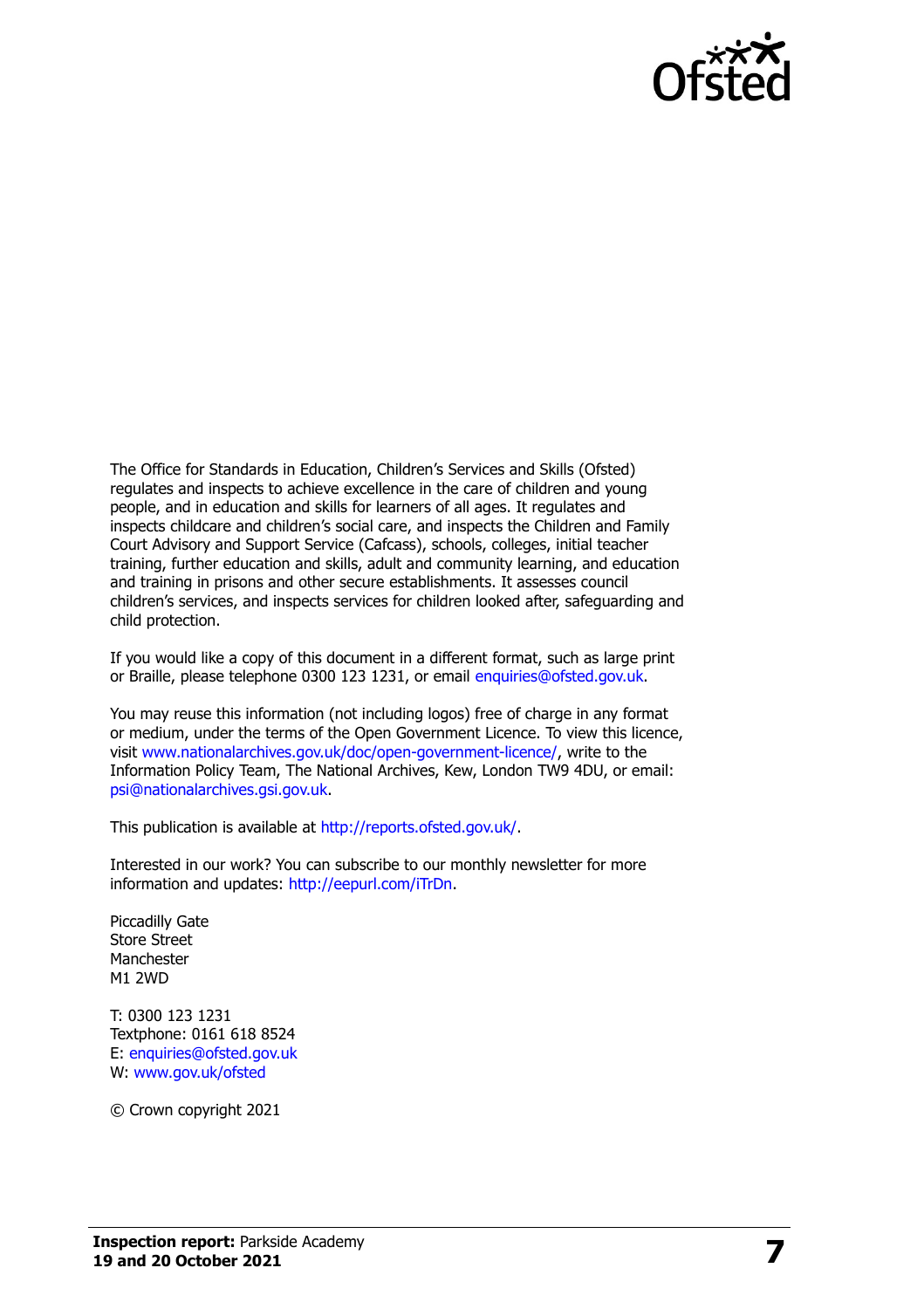The Office for Standards in Education, Children's Services and Skills (Ofsted) regulates and inspects to achieve excellence in the care of children and young people, and in education and skills for learners of all ages. It regulates and inspects childcare and children's social care, and inspects the Children and Family Court Advisory and Support Service (Cafcass), schools, colleges, initial teacher training, further education and skills, adult and community learning, and education and training in prisons and other secure establishments. It assesses council children's services, and inspects services for children looked after, safeguarding and child protection.

If you would like a copy of this document in a different format, such as large print or Braille, please telephone 0300 123 1231, or email enquiries@ofsted.gov.uk.

You may reuse this information (not including logos) free of charge in any format or medium, under the terms of the Open Government Licence. To view this licence, visit www.nationalarchives.gov.uk/doc/open-government-licence/, write to the Information Policy Team, The National Archives, Kew, London TW9 4DU, or email: psi@nationalarchives.gsi.gov.uk.

This publication is available at http://reports.ofsted.gov.uk/.

Interested in our work? You can subscribe to our monthly newsletter for more information and updates: http://eepurl.com/iTrDn.

Piccadilly Gate
Store Street
Manchester
M1 2WD

T: 0300 123 1231
Textphone: 0161 618 8524
E: enquiries@ofsted.gov.uk
W: www.gov.uk/ofsted

© Crown copyright 2021